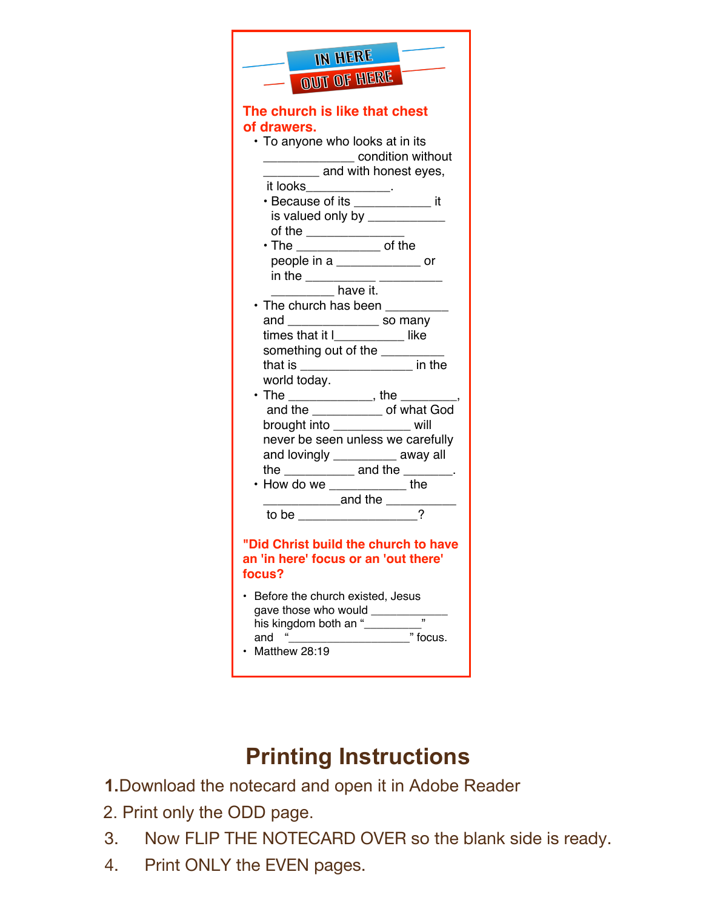# IN HERE
# OUT OF HERE

**The church is like that chest of drawers.**

- To anyone who looks at in its _____________ condition without ________ and with honest eyes, it looks____________.
  - Because of its ___________ it is valued only by ___________ of the ______________
  - The ____________ of the people in a ____________ or in the __________ _________ _________ have it.
- The church has been _________ and _____________ so many times that it l__________ like something out of the _________ that is ________________ in the world today.
- The ____________, the ________, and the __________ of what God brought into ___________ will never be seen unless we carefully and lovingly _________ away all the __________ and the _______.
- How do we ___________ the ___________and the __________ to be ________________?

**"Did Christ build the church to have an 'in here' focus or an 'out there' focus?**

- Before the church existed, Jesus gave those who would ___________ his kingdom both an "_________" and "__________________" focus.
- Matthew 28:19

## Printing Instructions

1. Download the notecard and open it in Adobe Reader
2. Print only the ODD page.
3. Now FLIP THE NOTECARD OVER so the blank side is ready.
4. Print ONLY the EVEN pages.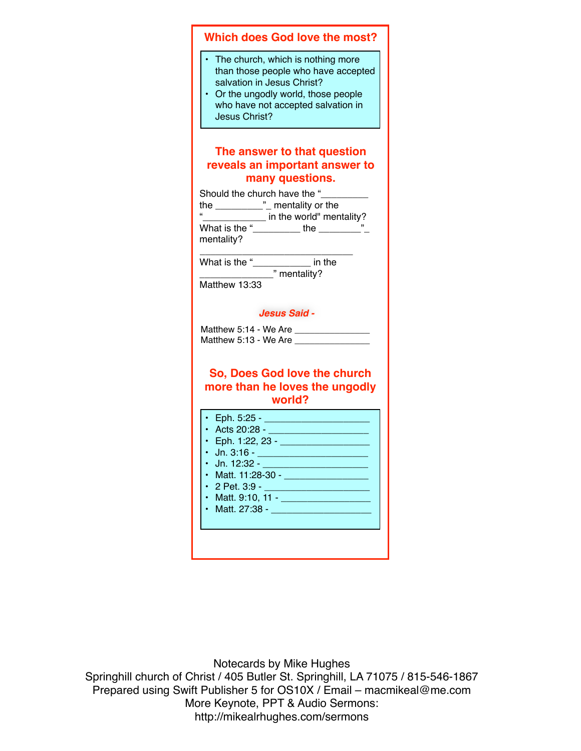## Which does God love the most?

- The church, which is nothing more than those people who have accepted salvation in Jesus Christ?
- Or the ungodly world, those people who have not accepted salvation in Jesus Christ?

## The answer to that question reveals an important answer to many questions.

Should the church have the "_________ the _________"_ mentality or the "____________ in the world" mentality?

What is the "_________ the ________"_ mentality?

_____________________________

What is the "___________ in the ______________" mentality?

Matthew 13:33

### *Jesus Said -*

Matthew 5:14 - We Are _______________

Matthew 5:13 - We Are _______________

## So, Does God love the church more than he loves the ungodly world?

- Eph. 5:25 - ____________________
- Acts 20:28 - ___________________
- Eph. 1:22, 23 - _________________
- Jn. 3:16 - ______________________
- Jn. 12:32 - _____________________
- Matt. 11:28-30 - ________________
- 2 Pet. 3:9 - ____________________
- Matt. 9:10, 11 - _________________
- Matt. 27:38 - ___________________

Notecards by Mike Hughes
Springhill church of Christ / 405 Butler St. Springhill, LA 71075 / 815-546-1867
Prepared using Swift Publisher 5 for OS10X / Email – macmikeal@me.com
More Keynote, PPT & Audio Sermons:
http://mikealrhughes.com/sermons